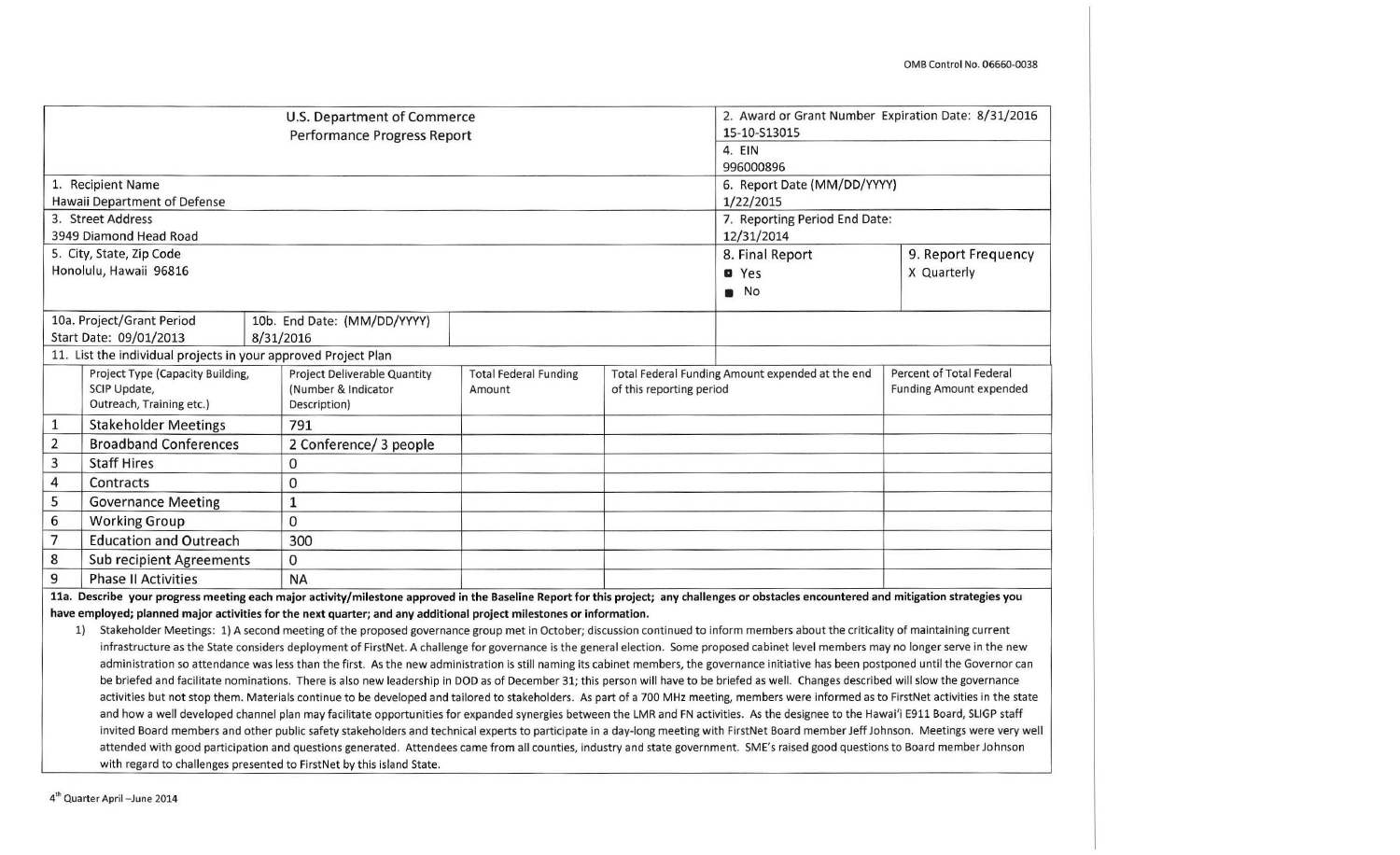OMB Control No. 06660-0038

| U.S. Department of Commerce<br>Performance Progress Report | | 2. Award or Grant Number Expiration Date: 8/31/2016<br>15-10-S13015 | |
|---|---|---|---|
| | | 4. EIN<br>996000896 | |
| 1. Recipient Name<br>Hawaii Department of Defense | | 6. Report Date (MM/DD/YYYY)<br>1/22/2015 | |
| 3. Street Address<br>3949 Diamond Head Road | | 7. Reporting Period End Date:<br>12/31/2014 | |
| 5. City, State, Zip Code<br>Honolulu, Hawaii 96816 | | 8. Final Report<br>Yes<br>No | 9. Report Frequency<br>X Quarterly |
| 10a. Project/Grant Period<br>Start Date: 09/01/2013 | 10b. End Date: (MM/DD/YYYY)<br>8/31/2016 | | |

11. List the individual projects in your approved Project Plan

| | Project Type (Capacity Building, SCIP Update, Outreach, Training etc.) | Project Deliverable Quantity (Number & Indicator Description) | Total Federal Funding Amount | Total Federal Funding Amount expended at the end of this reporting period | Percent of Total Federal Funding Amount expended |
|---|---|---|---|---|---|
| 1 | Stakeholder Meetings | 791 | | | |
| 2 | Broadband Conferences | 2 Conference/ 3 people | | | |
| 3 | Staff Hires | 0 | | | |
| 4 | Contracts | 0 | | | |
| 5 | Governance Meeting | 1 | | | |
| 6 | Working Group | 0 | | | |
| 7 | Education and Outreach | 300 | | | |
| 8 | Sub recipient Agreements | 0 | | | |
| 9 | Phase II Activities | NA | | | |

**11a. Describe your progress meeting each major activity/milestone approved in the Baseline Report for this project; any challenges or obstacles encountered and mitigation strategies you have employed; planned major activities for the next quarter; and any additional project milestones or information.**

1) Stakeholder Meetings: 1) A second meeting of the proposed governance group met in October; discussion continued to inform members about the criticality of maintaining current infrastructure as the State considers deployment of FirstNet. A challenge for governance is the general election. Some proposed cabinet level members may no longer serve in the new administration so attendance was less than the first. As the new administration is still naming its cabinet members, the governance initiative has been postponed until the Governor can be briefed and facilitate nominations. There is also new leadership in DOD as of December 31; this person will have to be briefed as well. Changes described will slow the governance activities but not stop them. Materials continue to be developed and tailored to stakeholders. As part of a 700 MHz meeting, members were informed as to FirstNet activities in the state and how a well developed channel plan may facilitate opportunities for expanded synergies between the LMR and FN activities. As the designee to the Hawai'i E911 Board, SLIGP staff invited Board members and other public safety stakeholders and technical experts to participate in a day-long meeting with FirstNet Board member Jeff Johnson. Meetings were very well attended with good participation and questions generated. Attendees came from all counties, industry and state government. SME's raised good questions to Board member Johnson with regard to challenges presented to FirstNet by this island State.

4th Quarter April –June 2014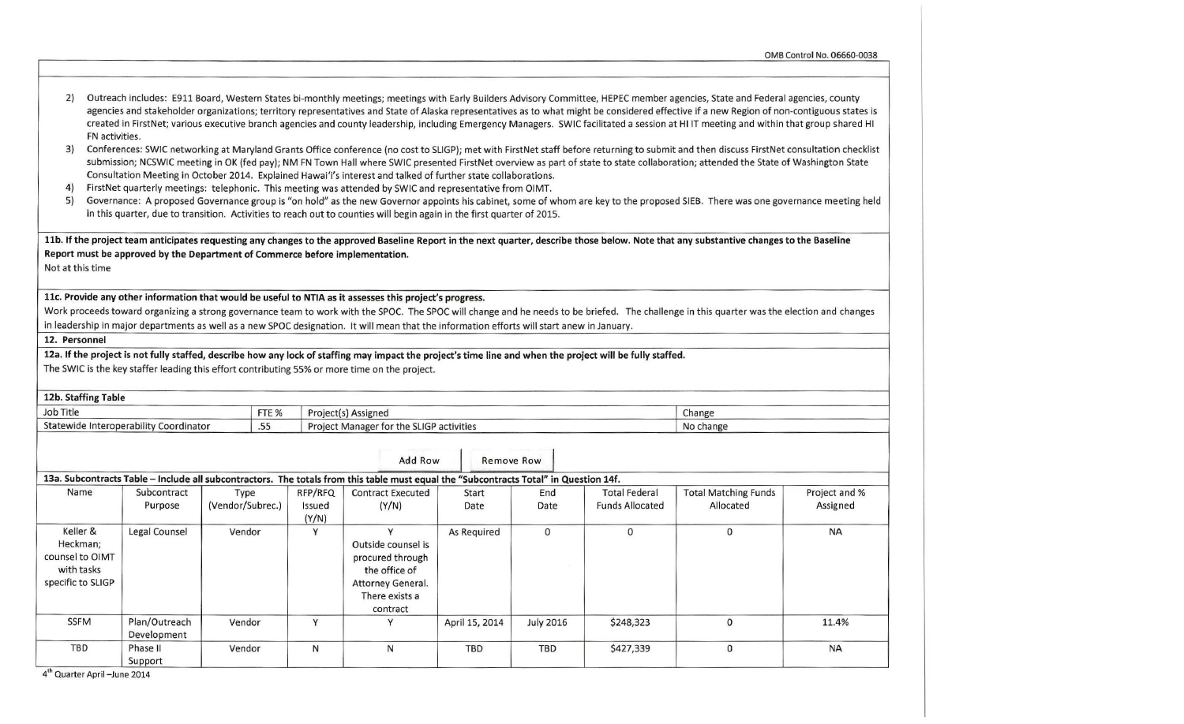2) Outreach includes: E911 Board, Western States bi-monthly meetings; meetings with Early Builders Advisory Committee, HEPEC member agencies, State and Federal agencies, county agencies and stakeholder organizations; territory representatives and State of Alaska representatives as to what might be considered effective if a new Region of non-contiguous states is created in FirstNet; various executive branch agencies and county leadership, including Emergency Managers. SWIC facilitated a session at HI IT meeting and within that group shared HI FN activities.
3) Conferences: SWIC networking at Maryland Grants Office conference (no cost to SLIGP); met with FirstNet staff before returning to submit and then discuss FirstNet consultation checklist submission; NCSWIC meeting in OK (fed pay); NM FN Town Hall where SWIC presented FirstNet overview as part of state to state collaboration; attended the State of Washington State Consultation Meeting in October 2014. Explained Hawai'i's interest and talked of further state collaborations.
4) FirstNet quarterly meetings: telephonic. This meeting was attended by SWIC and representative from OIMT.
5) Governance: A proposed Governance group is "on hold" as the new Governor appoints his cabinet, some of whom are key to the proposed SIEB. There was one governance meeting held in this quarter, due to transition. Activities to reach out to counties will begin again in the first quarter of 2015.

**11b. If the project team anticipates requesting any changes to the approved Baseline Report in the next quarter, describe those below. Note that any substantive changes to the Baseline Report must be approved by the Department of Commerce before implementation.**

Not at this time

**11c. Provide any other information that would be useful to NTIA as it assesses this project's progress.**

Work proceeds toward organizing a strong governance team to work with the SPOC. The SPOC will change and he needs to be briefed. The challenge in this quarter was the election and changes in leadership in major departments as well as a new SPOC designation. It will mean that the information efforts will start anew in January.

**12. Personnel**

**12a. If the project is not fully staffed, describe how any lack of staffing may impact the project's time line and when the project will be fully staffed.**

The SWIC is the key staffer leading this effort contributing 55% or more time on the project.

**12b. Staffing Table**

| Job Title | FTE % | Project(s) Assigned | Change |
|---|---|---|---|
| Statewide Interoperability Coordinator | .55 | Project Manager for the SLIGP activities | No change |

**13a. Subcontracts Table – Include all subcontractors. The totals from this table must equal the "Subcontracts Total" in Question 14f.**

| Name | Subcontract Purpose | Type (Vendor/Subrec.) | RFP/RFQ Issued (Y/N) | Contract Executed (Y/N) | Start Date | End Date | Total Federal Funds Allocated | Total Matching Funds Allocated | Project and % Assigned |
|---|---|---|---|---|---|---|---|---|---|
| Keller & Heckman; counsel to OIMT with tasks specific to SLIGP | Legal Counsel | Vendor | Y | Y Outside counsel is procured through the office of Attorney General. There exists a contract | As Required | 0 | 0 | 0 | NA |
| SSFM | Plan/Outreach Development | Vendor | Y | Y | April 15, 2014 | July 2016 | $248,323 | 0 | 11.4% |
| TBD | Phase II Support | Vendor | N | N | TBD | TBD | $427,339 | 0 | NA |

4th Quarter April –June 2014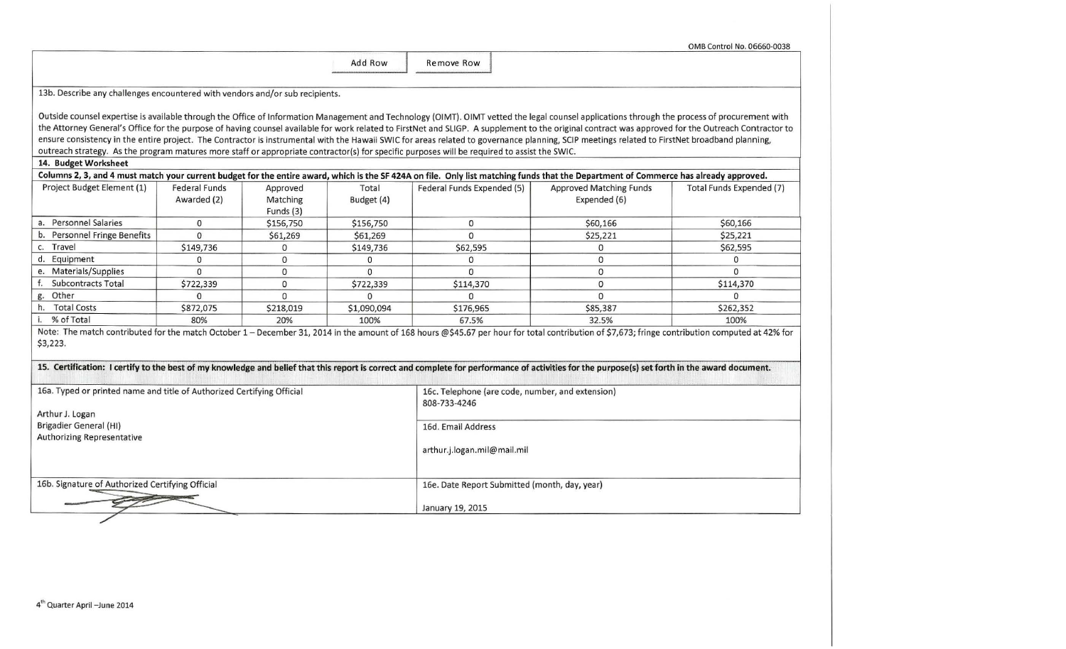OMB Control No. 06660-0038

Add Row | Remove Row

13b. Describe any challenges encountered with vendors and/or sub recipients.

Outside counsel expertise is available through the Office of Information Management and Technology (OIMT). OIMT vetted the legal counsel applications through the process of procurement with the Attorney General's Office for the purpose of having counsel available for work related to FirstNet and SLIGP. A supplement to the original contract was approved for the Outreach Contractor to ensure consistency in the entire project. The Contractor is instrumental with the Hawaii SWIC for areas related to governance planning, SCIP meetings related to FirstNet broadband planning, outreach strategy. As the program matures more staff or appropriate contractor(s) for specific purposes will be required to assist the SWIC.

**14. Budget Worksheet**

**Columns 2, 3, and 4 must match your current budget for the entire award, which is the SF 424A on file. Only list matching funds that the Department of Commerce has already approved.**

| Project Budget Element (1) | Federal Funds Awarded (2) | Approved Matching Funds (3) | Total Budget (4) | Federal Funds Expended (5) | Approved Matching Funds Expended (6) | Total Funds Expended (7) |
|---|---|---|---|---|---|---|
| a. Personnel Salaries | 0 | $156,750 | $156,750 | 0 | $60,166 | $60,166 |
| b. Personnel Fringe Benefits | 0 | $61,269 | $61,269 | 0 | $25,221 | $25,221 |
| c. Travel | $149,736 | 0 | $149,736 | $62,595 | 0 | $62,595 |
| d. Equipment | 0 | 0 | 0 | 0 | 0 | 0 |
| e. Materials/Supplies | 0 | 0 | 0 | 0 | 0 | 0 |
| f. Subcontracts Total | $722,339 | 0 | $722,339 | $114,370 | 0 | $114,370 |
| g. Other | 0 | 0 | 0 | 0 | 0 | 0 |
| h. Total Costs | $872,075 | $218,019 | $1,090,094 | $176,965 | $85,387 | $262,352 |
| i. % of Total | 80% | 20% | 100% | 67.5% | 32.5% | 100% |

Note: The match contributed for the match October 1 – December 31, 2014 in the amount of 168 hours @$45.67 per hour for total contribution of $7,673; fringe contribution computed at 42% for $3,223.

**15. Certification: I certify to the best of my knowledge and belief that this report is correct and complete for performance of activities for the purpose(s) set forth in the award document.**

| | |
|---|---|
| 16a. Typed or printed name and title of Authorized Certifying Official<br><br>Arthur J. Logan<br>Brigadier General (HI)<br>Authorizing Representative | 16c. Telephone (are code, number, and extension)<br>808-733-4246<br><br>16d. Email Address<br><br>arthur.j.logan.mil@mail.mil |
| 16b. Signature of Authorized Certifying Official | 16e. Date Report Submitted (month, day, year)<br><br>January 19, 2015 |

4th Quarter April –June 2014